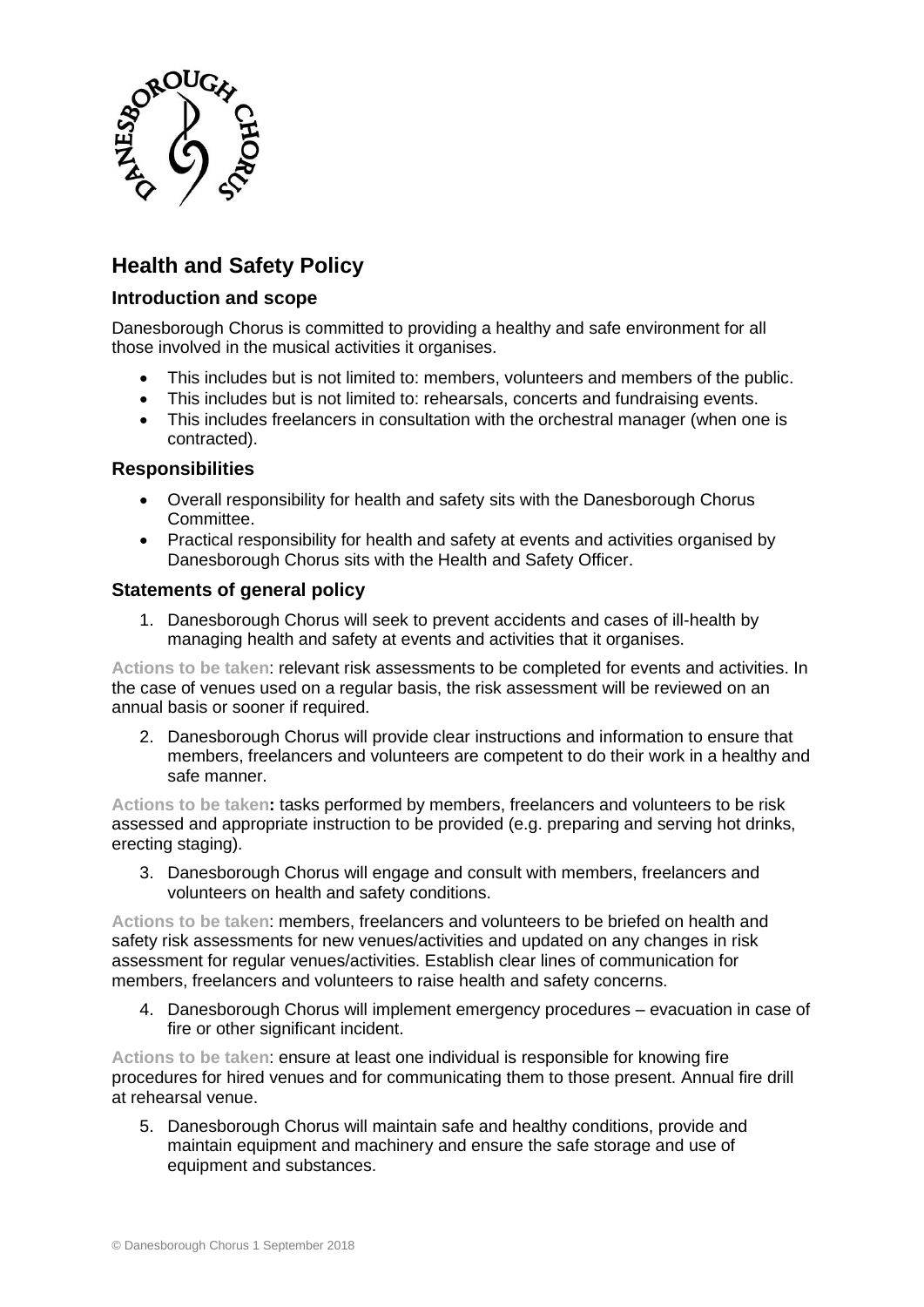## Health and Safety Policy

### Introduction and scope

Danesborough Chorus is committed to providing a healthy and safe environment for all those involved in the musical activities it organises.

- This includes but is not limited to: members, volunteers and members of the public.
- This includes but is not limited to: rehearsals, concerts and fundraising events.
- This includes freelancers in consultation with the orchestral manager (when one is contracted).

### Responsibilities

- Overall responsibility for health and safety sits with the Danesborough Chorus Committee.
- Practical responsibility for health and safety at events and activities organised by Danesborough Chorus sits with the Health and Safety Officer.

### Statements of general policy

1. Danesborough Chorus will seek to prevent accidents and cases of ill-health by managing health and safety at events and activities that it organises.

**Actions to be taken**: relevant risk assessments to be completed for events and activities. In the case of venues used on a regular basis, the risk assessment will be reviewed on an annual basis or sooner if required.

2. Danesborough Chorus will provide clear instructions and information to ensure that members, freelancers and volunteers are competent to do their work in a healthy and safe manner.

**Actions to be taken:** tasks performed by members, freelancers and volunteers to be risk assessed and appropriate instruction to be provided (e.g. preparing and serving hot drinks, erecting staging).

3. Danesborough Chorus will engage and consult with members, freelancers and volunteers on health and safety conditions.

**Actions to be taken**: members, freelancers and volunteers to be briefed on health and safety risk assessments for new venues/activities and updated on any changes in risk assessment for regular venues/activities. Establish clear lines of communication for members, freelancers and volunteers to raise health and safety concerns.

4. Danesborough Chorus will implement emergency procedures – evacuation in case of fire or other significant incident.

**Actions to be taken**: ensure at least one individual is responsible for knowing fire procedures for hired venues and for communicating them to those present. Annual fire drill at rehearsal venue.

5. Danesborough Chorus will maintain safe and healthy conditions, provide and maintain equipment and machinery and ensure the safe storage and use of equipment and substances.

© Danesborough Chorus 1 September 2018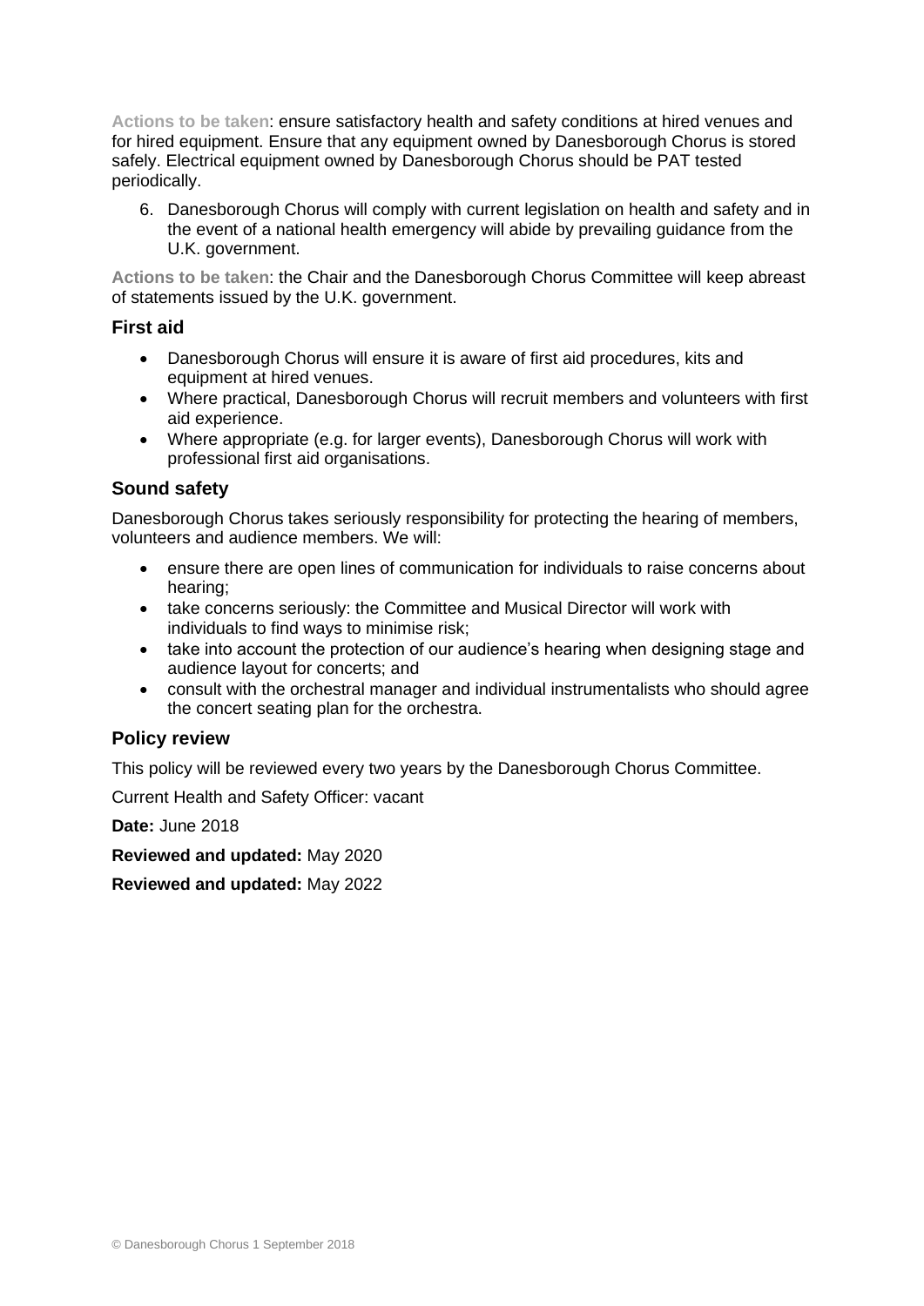**Actions to be taken**: ensure satisfactory health and safety conditions at hired venues and for hired equipment. Ensure that any equipment owned by Danesborough Chorus is stored safely. Electrical equipment owned by Danesborough Chorus should be PAT tested periodically.

6. Danesborough Chorus will comply with current legislation on health and safety and in the event of a national health emergency will abide by prevailing guidance from the U.K. government.

**Actions to be taken**: the Chair and the Danesborough Chorus Committee will keep abreast of statements issued by the U.K. government.

### First aid

- Danesborough Chorus will ensure it is aware of first aid procedures, kits and equipment at hired venues.
- Where practical, Danesborough Chorus will recruit members and volunteers with first aid experience.
- Where appropriate (e.g. for larger events), Danesborough Chorus will work with professional first aid organisations.

### Sound safety

Danesborough Chorus takes seriously responsibility for protecting the hearing of members, volunteers and audience members. We will:

- ensure there are open lines of communication for individuals to raise concerns about hearing;
- take concerns seriously: the Committee and Musical Director will work with individuals to find ways to minimise risk;
- take into account the protection of our audience's hearing when designing stage and audience layout for concerts; and
- consult with the orchestral manager and individual instrumentalists who should agree the concert seating plan for the orchestra.

### Policy review

This policy will be reviewed every two years by the Danesborough Chorus Committee.

Current Health and Safety Officer: vacant

**Date:** June 2018

**Reviewed and updated:** May 2020

**Reviewed and updated:** May 2022